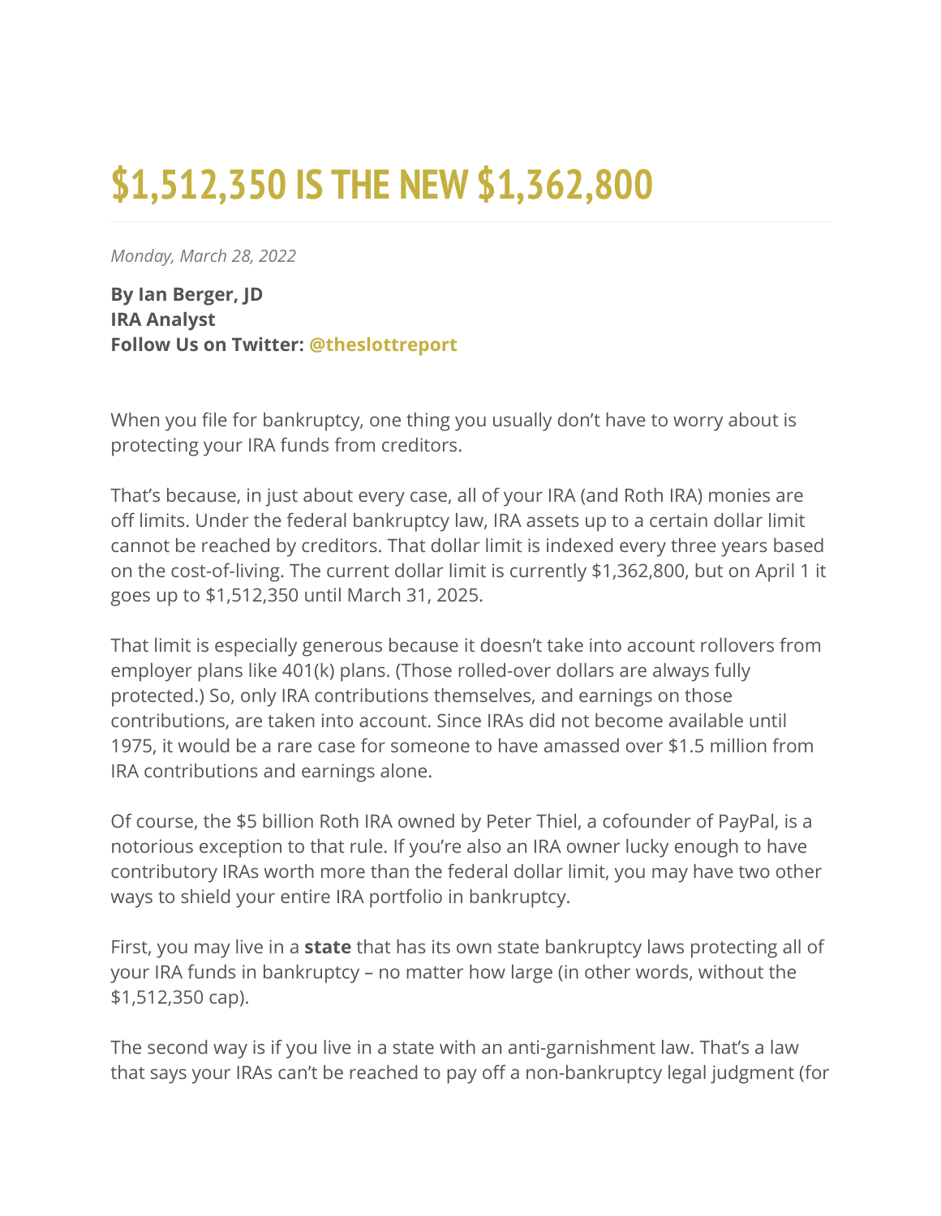# $1,512,350 IS THE NEW $1,362,800

*Monday, March 28, 2022*

**By Ian Berger, JD**
**IRA Analyst**
**Follow Us on Twitter: @theslottreport**

When you file for bankruptcy, one thing you usually don't have to worry about is protecting your IRA funds from creditors.

That's because, in just about every case, all of your IRA (and Roth IRA) monies are off limits. Under the federal bankruptcy law, IRA assets up to a certain dollar limit cannot be reached by creditors. That dollar limit is indexed every three years based on the cost-of-living. The current dollar limit is currently $1,362,800, but on April 1 it goes up to $1,512,350 until March 31, 2025.

That limit is especially generous because it doesn't take into account rollovers from employer plans like 401(k) plans. (Those rolled-over dollars are always fully protected.) So, only IRA contributions themselves, and earnings on those contributions, are taken into account. Since IRAs did not become available until 1975, it would be a rare case for someone to have amassed over $1.5 million from IRA contributions and earnings alone.

Of course, the $5 billion Roth IRA owned by Peter Thiel, a cofounder of PayPal, is a notorious exception to that rule. If you're also an IRA owner lucky enough to have contributory IRAs worth more than the federal dollar limit, you may have two other ways to shield your entire IRA portfolio in bankruptcy.

First, you may live in a **state** that has its own state bankruptcy laws protecting all of your IRA funds in bankruptcy – no matter how large (in other words, without the $1,512,350 cap).

The second way is if you live in a state with an anti-garnishment law. That's a law that says your IRAs can't be reached to pay off a non-bankruptcy legal judgment (for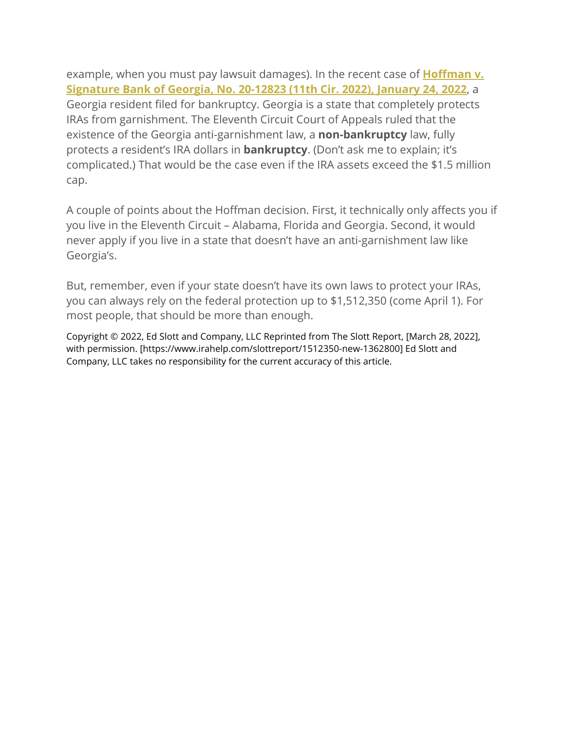example, when you must pay lawsuit damages). In the recent case of **Hoffman v. Signature Bank of Georgia, No. 20-12823 (11th Cir. 2022), January 24, 2022**, a Georgia resident filed for bankruptcy. Georgia is a state that completely protects IRAs from garnishment. The Eleventh Circuit Court of Appeals ruled that the existence of the Georgia anti-garnishment law, a **non-bankruptcy** law, fully protects a resident's IRA dollars in **bankruptcy**. (Don't ask me to explain; it's complicated.) That would be the case even if the IRA assets exceed the $1.5 million cap.

A couple of points about the Hoffman decision. First, it technically only affects you if you live in the Eleventh Circuit – Alabama, Florida and Georgia. Second, it would never apply if you live in a state that doesn't have an anti-garnishment law like Georgia's.

But, remember, even if your state doesn't have its own laws to protect your IRAs, you can always rely on the federal protection up to $1,512,350 (come April 1). For most people, that should be more than enough.

Copyright © 2022, Ed Slott and Company, LLC Reprinted from The Slott Report, [March 28, 2022], with permission. [https://www.irahelp.com/slottreport/1512350-new-1362800] Ed Slott and Company, LLC takes no responsibility for the current accuracy of this article.